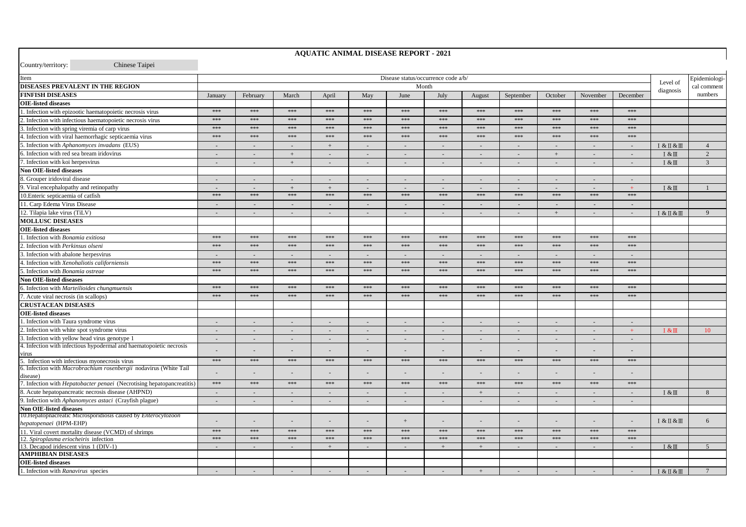# AQUATIC ANIMAL DISEASE REPORT - 2021

Country/territory: Chinese Taipei

| Item | Disease status/occurrence code a/b/ | | | | | | | | | | | | Level of diagnosis | Epidemiological comment numbers |
|---|---|---|---|---|---|---|---|---|---|---|---|---|---|---|
| **DISEASES PREVALENT IN THE REGION** | Month | | | | | | | | | | | | | |
| **FINFISH DISEASES** | January | February | March | April | May | June | July | August | September | October | November | December | | |
| **OIE-listed diseases** | | | | | | | | | | | | | | |
| 1. Infection with epizootic haematopoietic necrosis virus | *** | *** | *** | *** | *** | *** | *** | *** | *** | *** | *** | *** | | |
| 2. Infection with infectious haematopoietic necrosis virus | *** | *** | *** | *** | *** | *** | *** | *** | *** | *** | *** | *** | | |
| 3. Infection with spring viremia of carp virus | *** | *** | *** | *** | *** | *** | *** | *** | *** | *** | *** | *** | | |
| 4. Infection with viral haemorrhagic septicaemia virus | *** | *** | *** | *** | *** | *** | *** | *** | *** | *** | *** | *** | | |
| 5. Infection with *Aphanomyces invadans* (EUS) | - | - | - | + | - | - | - | - | - | - | - | - | I & II & III | 4 |
| 6. Infection with red sea bream iridovirus | - | - | + | - | - | - | - | - | - | + | - | - | I & III | 2 |
| 7. Infection with koi herpesvirus | - | - | + | - | - | - | - | - | - | - | - | - | I & III | 3 |
| **Non OIE-listed diseases** | | | | | | | | | | | | | | |
| 8. Grouper iridoviral disease | - | - | - | - | - | - | - | - | - | - | - | - | | |
| 9. Viral encephalopathy and retinopathy | - | - | + | + | - | - | - | - | - | - | - | + | I & III | 1 |
| 10.Enteric septicaemia of catfish | *** | *** | *** | *** | *** | *** | *** | *** | *** | *** | *** | *** | | |
| 11. Carp Edema Virus Disease | - | - | - | - | - | - | - | - | - | - | - | - | | |
| 12. Tilapia lake virus (TiLV) | - | - | - | - | - | - | - | - | - | + | - | - | I & II & III | 9 |
| **MOLLUSC DISEASES** | | | | | | | | | | | | | | |
| **OIE-listed diseases** | | | | | | | | | | | | | | |
| 1. Infection with *Bonamia exitiosa* | *** | *** | *** | *** | *** | *** | *** | *** | *** | *** | *** | *** | | |
| 2. Infection with *Perkinsus olseni* | *** | *** | *** | *** | *** | *** | *** | *** | *** | *** | *** | *** | | |
| 3. Infection with abalone herpesvirus | - | - | - | - | - | - | - | - | - | - | - | - | | |
| 4. Infection with *Xenohaliotis californiensis* | *** | *** | *** | *** | *** | *** | *** | *** | *** | *** | *** | *** | | |
| 5. Infection with *Bonamia ostreae* | *** | *** | *** | *** | *** | *** | *** | *** | *** | *** | *** | *** | | |
| **Non OIE-listed diseases** | | | | | | | | | | | | | | |
| 6. Infection with *Marteilioides chungmuensis* | *** | *** | *** | *** | *** | *** | *** | *** | *** | *** | *** | *** | | |
| 7. Acute viral necrosis (in scallops) | *** | *** | *** | *** | *** | *** | *** | *** | *** | *** | *** | *** | | |
| **CRUSTACEAN DISEASES** | | | | | | | | | | | | | | |
| **OIE-listed diseases** | | | | | | | | | | | | | | |
| 1. Infection with Taura syndrome virus | - | - | - | - | - | - | - | - | - | - | - | - | | |
| 2. Infection with white spot syndrome virus | - | - | - | - | - | - | - | - | - | - | - | + | I & III | 10 |
| 3. Infection with yellow head virus genotype 1 | - | - | - | - | - | - | - | - | - | - | - | - | | |
| 4. Infection with infectious hypodermal and haematopoietic necrosis virus | - | - | - | - | - | - | - | - | - | - | - | - | | |
| 5. Infection with infectious myonecrosis virus | *** | *** | *** | *** | *** | *** | *** | *** | *** | *** | *** | *** | | |
| 6. Infection with *Macrobrachium rosenbergii* nodavirus (White Tail disease) | - | - | - | - | - | - | - | - | - | - | - | - | | |
| 7. Infection with *Hepatobacter penaei* (Necrotising hepatopancreatitis) | *** | *** | *** | *** | *** | *** | *** | *** | *** | *** | *** | *** | | |
| 8. Acute hepatopancreatic necrosis disease (AHPND) | - | - | - | - | - | - | - | + | - | - | - | - | I & III | 8 |
| 9. Infection with *Aphanomyces astaci* (Crayfish plague) | - | - | - | - | - | - | - | - | - | - | - | - | | |
| **Non OIE-listed diseases** | | | | | | | | | | | | | | |
| 10.Hepatopnacreatic Microsporidiosis caused by *Enterocytozoon hepatopenaei* (HPM-EHP) | - | - | - | - | - | + | - | - | - | - | - | - | I & II & III | 6 |
| 11. Viral covert mortality disease (VCMD) of shrimps | *** | *** | *** | *** | *** | *** | *** | *** | *** | *** | *** | *** | | |
| 12. *Spiroplasma eriocheiris* infection | *** | *** | *** | *** | *** | *** | *** | *** | *** | *** | *** | *** | | |
| 13. Decapod iridescent virus 1 (DIV-1) | - | - | - | + | - | - | + | + | - | - | - | - | I & III | 5 |
| **AMPHIBIAN DISEASES** | | | | | | | | | | | | | | |
| **OIE-listed diseases** | | | | | | | | | | | | | | |
| 1. Infection with *Ranavirus* species | - | - | - | - | - | - | - | + | - | - | - | - | I & II & III | 7 |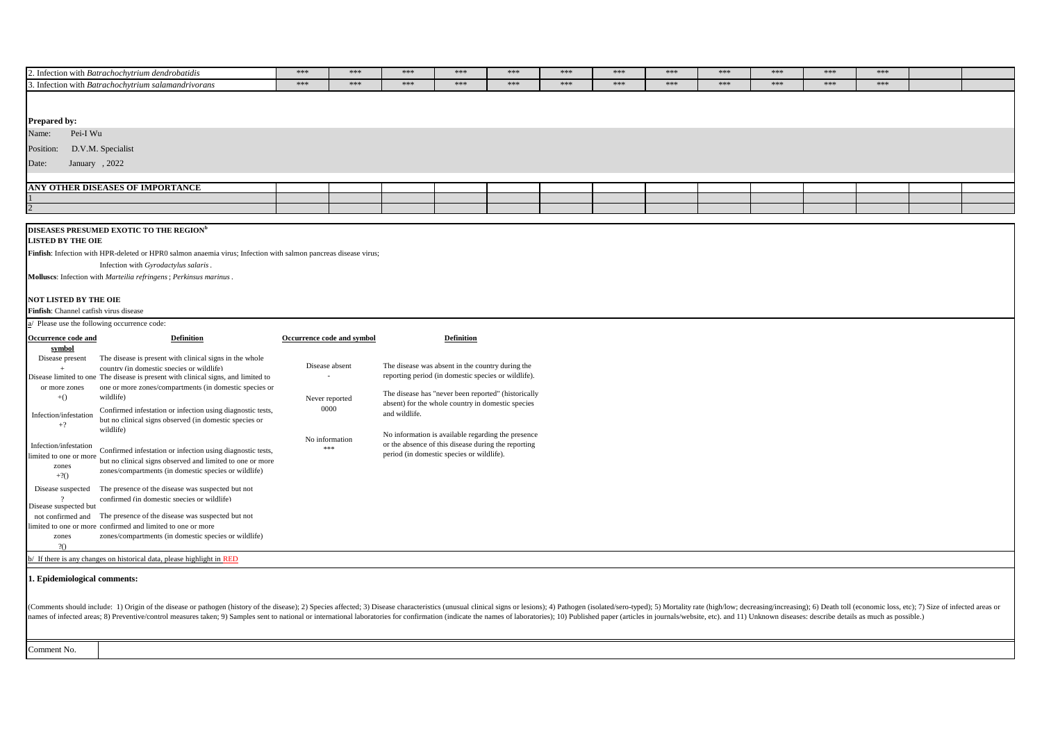| | | | | | | | | | | | | | | |
|---|---|---|---|---|---|---|---|---|---|---|---|---|---|---|
| 2. Infection with *Batrachochytrium dendrobatidis* | *** | *** | *** | *** | *** | *** | *** | *** | *** | *** | *** | *** | | |
| 3. Infection with *Batrachochytrium salamandrivorans* | *** | *** | *** | *** | *** | *** | *** | *** | *** | *** | *** | *** | | |

**Prepared by:**

Name: Pei-I Wu

Position: D.V.M. Specialist

Date: January , 2022

| ANY OTHER DISEASES OF IMPORTANCE | | | | | | | | | | | | | | |
|---|---|---|---|---|---|---|---|---|---|---|---|---|---|---|
| 1 | | | | | | | | | | | | | | |
| 2 | | | | | | | | | | | | | | |

**DISEASES PRESUMED EXOTIC TO THE REGION[b]**

**LISTED BY THE OIE**

**Finfish**: Infection with HPR-deleted or HPR0 salmon anaemia virus; Infection with salmon pancreas disease virus;
Infection with *Gyrodactylus salaris*.

**Molluscs**: Infection with *Marteilia refringens*; *Perkinsus marinus*.

**NOT LISTED BY THE OIE**

**Finfish**: Channel catfish virus disease

a/ Please use the following occurrence code:

| Occurrence code and symbol | Definition |
|---|---|
| Disease present + | The disease is present with clinical signs in the whole country (in domestic species or wildlife) |
| Disease limited to one or more zones +() | The disease is present with clinical signs, and limited to one or more zones/compartments (in domestic species or wildlife) |
| Infection/infestation +? | Confirmed infestation or infection using diagnostic tests, but no clinical signs observed (in domestic species or wildlife) |
| Infection/infestation limited to one or more zones +?() | Confirmed infestation or infection using diagnostic tests, but no clinical signs observed and limited to one or more zones/compartments (in domestic species or wildlife) |
| Disease suspected ? | The presence of the disease was suspected but not confirmed (in domestic species or wildlife) |
| Disease suspected but not confirmed and limited to one or more zones ?() | The presence of the disease was suspected but not confirmed and limited to one or more zones/compartments (in domestic species or wildlife) |

| Occurrence code and symbol | Definition |
|---|---|
| Disease absent - | The disease was absent in the country during the reporting period (in domestic species or wildlife). |
| Never reported 0000 | The disease has "never been reported" (historically absent) for the whole country in domestic species and wildlife. |
| No information *** | No information is available regarding the presence or the absence of this disease during the reporting period (in domestic species or wildlife). |

b/ If there is any changes on historical data, please highlight in RED

**1. Epidemiological comments:**

(Comments should include: 1) Origin of the disease or pathogen (history of the disease); 2) Species affected; 3) Disease characteristics (unusual clinical signs or lesions); 4) Pathogen (isolated/sero-typed); 5) Mortality rate (high/low; decreasing/increasing); 6) Death toll (economic loss, etc); 7) Size of infected areas or names of infected areas; 8) Preventive/control measures taken; 9) Samples sent to national or international laboratories for confirmation (indicate the names of laboratories); 10) Published paper (articles in journals/website, etc). and 11) Unknown diseases: describe details as much as possible.)

| Comment No. | |
|---|---|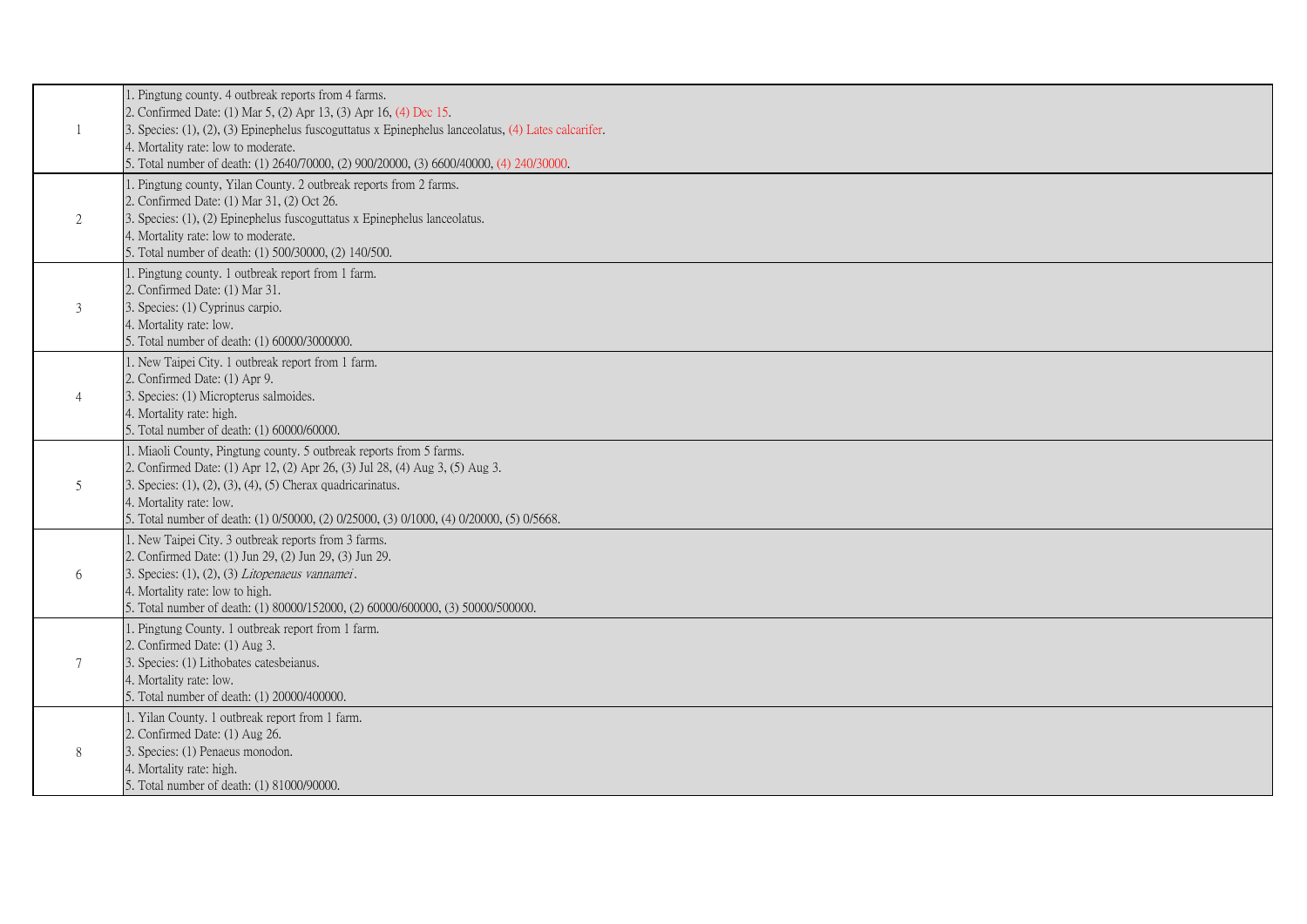| | |
|---|---|
| 1 | 1. Pingtung county. 4 outbreak reports from 4 farms.<br>2. Confirmed Date: (1) Mar 5, (2) Apr 13, (3) Apr 16, (4) Dec 15.<br>3. Species: (1), (2), (3) Epinephelus fuscoguttatus x Epinephelus lanceolatus, (4) Lates calcarifer.<br>4. Mortality rate: low to moderate.<br>5. Total number of death: (1) 2640/70000, (2) 900/20000, (3) 6600/40000, (4) 240/30000. |
| 2 | 1. Pingtung county, Yilan County. 2 outbreak reports from 2 farms.<br>2. Confirmed Date: (1) Mar 31, (2) Oct 26.<br>3. Species: (1), (2) Epinephelus fuscoguttatus x Epinephelus lanceolatus.<br>4. Mortality rate: low to moderate.<br>5. Total number of death: (1) 500/30000, (2) 140/500. |
| 3 | 1. Pingtung county. 1 outbreak report from 1 farm.<br>2. Confirmed Date: (1) Mar 31.<br>3. Species: (1) Cyprinus carpio.<br>4. Mortality rate: low.<br>5. Total number of death: (1) 60000/3000000. |
| 4 | 1. New Taipei City. 1 outbreak report from 1 farm.<br>2. Confirmed Date: (1) Apr 9.<br>3. Species: (1) Micropterus salmoides.<br>4. Mortality rate: high.<br>5. Total number of death: (1) 60000/60000. |
| 5 | 1. Miaoli County, Pingtung county. 5 outbreak reports from 5 farms.<br>2. Confirmed Date: (1) Apr 12, (2) Apr 26, (3) Jul 28, (4) Aug 3, (5) Aug 3.<br>3. Species: (1), (2), (3), (4), (5) Cherax quadricarinatus.<br>4. Mortality rate: low.<br>5. Total number of death: (1) 0/50000, (2) 0/25000, (3) 0/1000, (4) 0/20000, (5) 0/5668. |
| 6 | 1. New Taipei City. 3 outbreak reports from 3 farms.<br>2. Confirmed Date: (1) Jun 29, (2) Jun 29, (3) Jun 29.<br>3. Species: (1), (2), (3) *Litopenaeus vannamei*.<br>4. Mortality rate: low to high.<br>5. Total number of death: (1) 80000/152000, (2) 60000/600000, (3) 50000/500000. |
| 7 | 1. Pingtung County. 1 outbreak report from 1 farm.<br>2. Confirmed Date: (1) Aug 3.<br>3. Species: (1) Lithobates catesbeianus.<br>4. Mortality rate: low.<br>5. Total number of death: (1) 20000/400000. |
| 8 | 1. Yilan County. 1 outbreak report from 1 farm.<br>2. Confirmed Date: (1) Aug 26.<br>3. Species: (1) Penaeus monodon.<br>4. Mortality rate: high.<br>5. Total number of death: (1) 81000/90000. |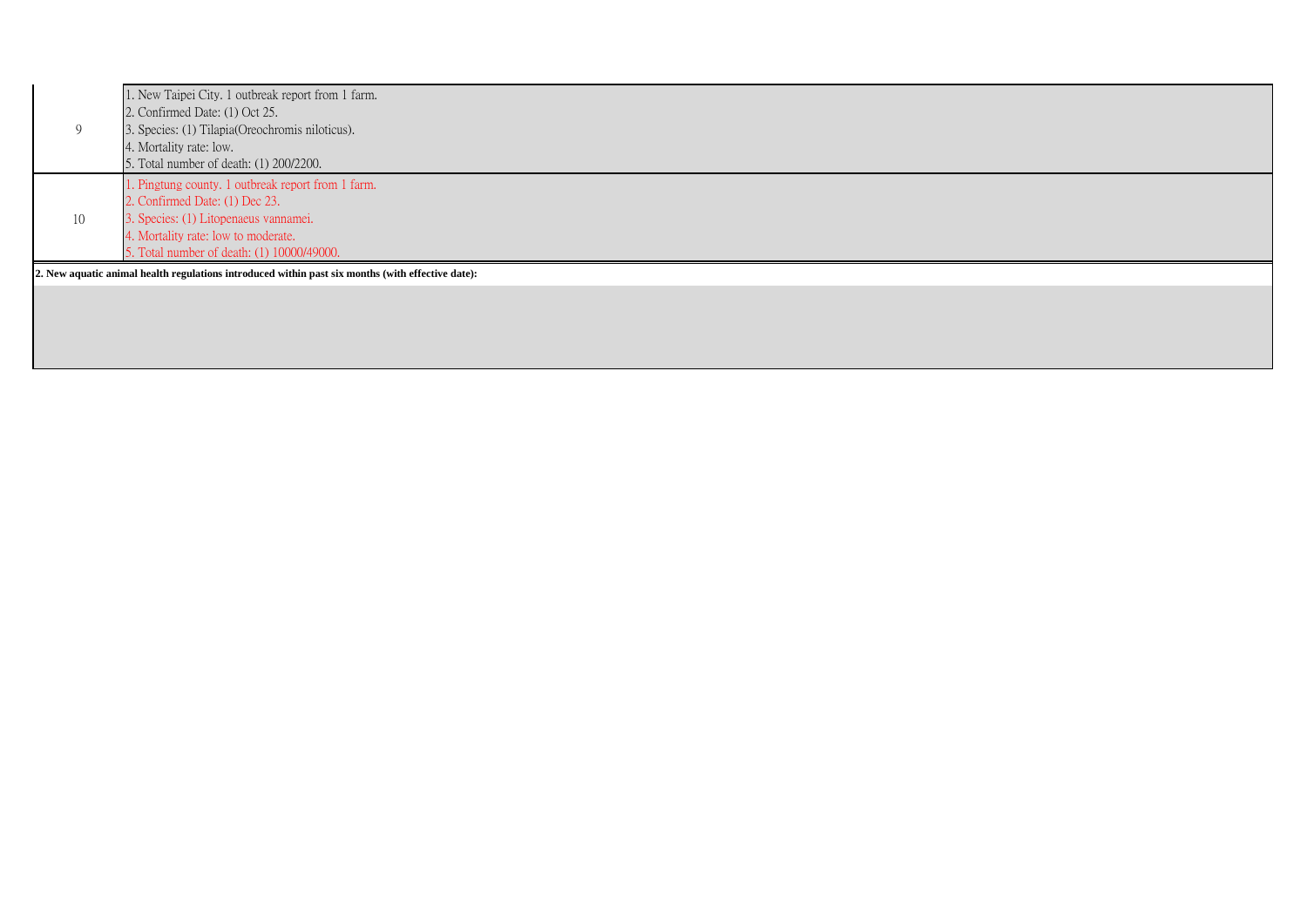| | |
|---|---|
| 9 | 1. New Taipei City. 1 outbreak report from 1 farm.<br>2. Confirmed Date: (1) Oct 25.<br>3. Species: (1) Tilapia(Oreochromis niloticus).<br>4. Mortality rate: low.<br>5. Total number of death: (1) 200/2200. |
| 10 | 1. Pingtung county. 1 outbreak report from 1 farm.<br>2. Confirmed Date: (1) Dec 23.<br>3. Species: (1) Litopenaeus vannamei.<br>4. Mortality rate: low to moderate.<br>5. Total number of death: (1) 10000/49000. |

**2. New aquatic animal health regulations introduced within past six months (with effective date):**